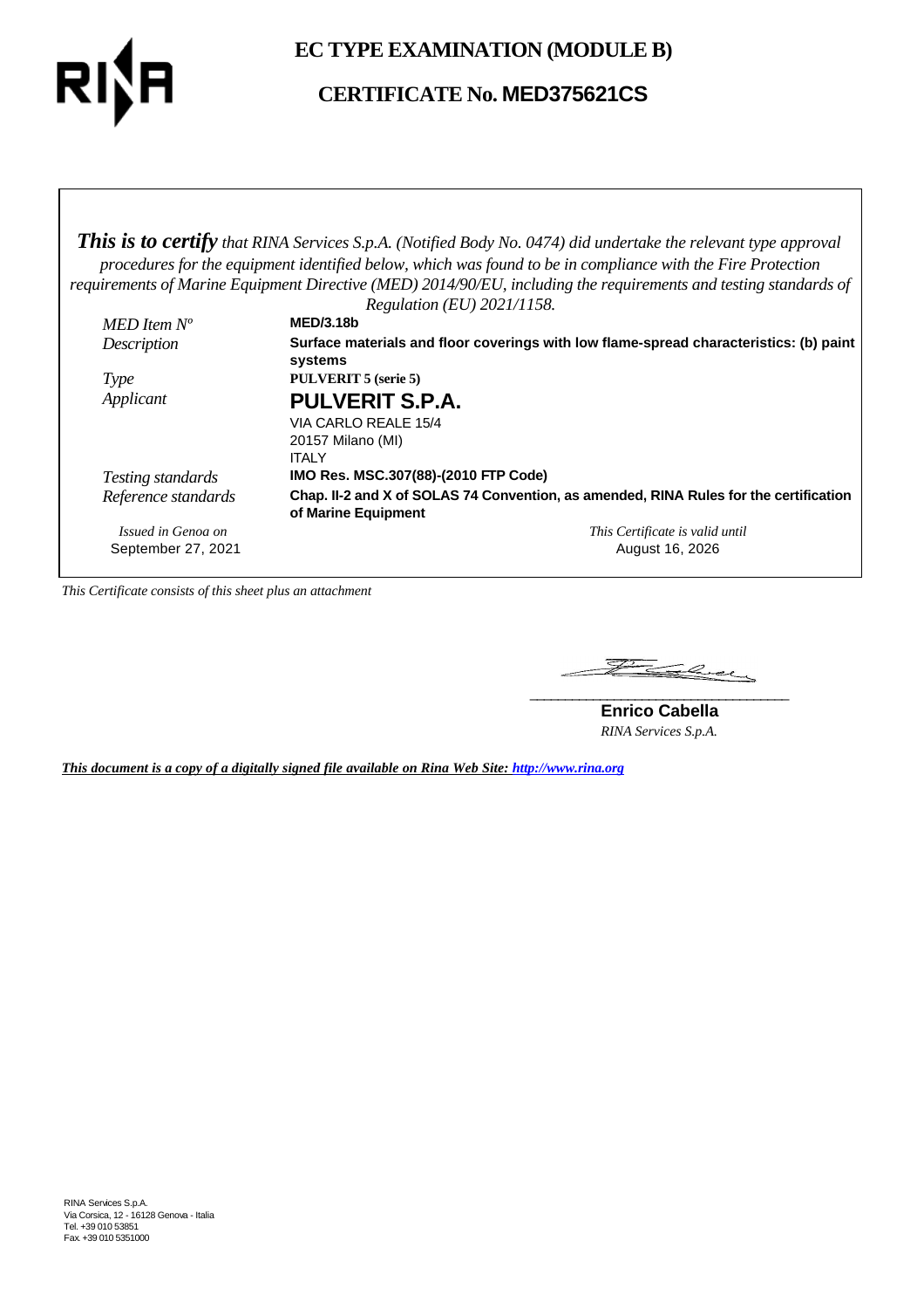# EC TYPE EXAMINATION (MODULE B)

## CERTIFICATE No. MED375621CS

***This is to certify*** *that RINA Services S.p.A. (Notified Body No. 0474) did undertake the relevant type approval procedures for the equipment identified below, which was found to be in compliance with the Fire Protection requirements of Marine Equipment Directive (MED) 2014/90/EU, including the requirements and testing standards of Regulation (EU) 2021/1158.*

| | |
|---|---|
| *MED Item N°* | **MED/3.18b** |
| *Description* | **Surface materials and floor coverings with low flame-spread characteristics: (b) paint systems** |
| *Type* | **PULVERIT 5 (serie 5)** |
| *Applicant* | **PULVERIT S.P.A.**<br>VIA CARLO REALE 15/4<br>20157 Milano (MI)<br>ITALY |
| *Testing standards* | **IMO Res. MSC.307(88)-(2010 FTP Code)** |
| *Reference standards* | **Chap. II-2 and X of SOLAS 74 Convention, as amended, RINA Rules for the certification of Marine Equipment** |

*Issued in Genoa on*
September 27, 2021

*This Certificate is valid until*
August 16, 2026

*This Certificate consists of this sheet plus an attachment*

**Enrico Cabella**
*RINA Services S.p.A.*

***This document is a copy of a digitally signed file available on Rina Web Site: http://www.rina.org***

RINA Services S.p.A.
Via Corsica, 12 - 16128 Genova - Italia
Tel. +39 010 53851
Fax +39 010 5351000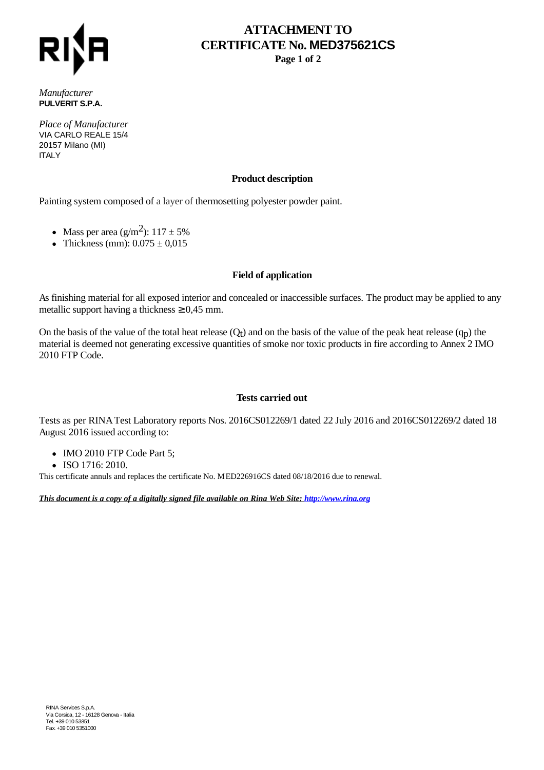# ATTACHMENT TO CERTIFICATE No. MED375621CS

*Manufacturer*
**PULVERIT S.P.A.**

*Place of Manufacturer*
VIA CARLO REALE 15/4
20157 Milano (MI)
ITALY

### Product description

Painting system composed of a layer of thermosetting polyester powder paint.

- Mass per area ($g/m^2$): 117 ± 5%
- Thickness (mm): 0.075 ± 0,015

### Field of application

As finishing material for all exposed interior and concealed or inaccessible surfaces. The product may be applied to any metallic support having a thickness ≥ 0,45 mm.

On the basis of the value of the total heat release ($Q_t$) and on the basis of the value of the peak heat release ($q_p$) the material is deemed not generating excessive quantities of smoke nor toxic products in fire according to Annex 2 IMO 2010 FTP Code.

### Tests carried out

Tests as per RINA Test Laboratory reports Nos. 2016CS012269/1 dated 22 July 2016 and 2016CS012269/2 dated 18 August 2016 issued according to:

- IMO 2010 FTP Code Part 5;
- ISO 1716: 2010.

This certificate annuls and replaces the certificate No. MED226916CS dated 08/18/2016 due to renewal.

***This document is a copy of a digitally signed file available on Rina Web Site: [http://www.rina.org](http://www.rina.org)***

RINA Services S.p.A.
Via Corsica, 12 - 16128 Genova - Italia
Tel. +39 010 53851
Fax +39 010 5351000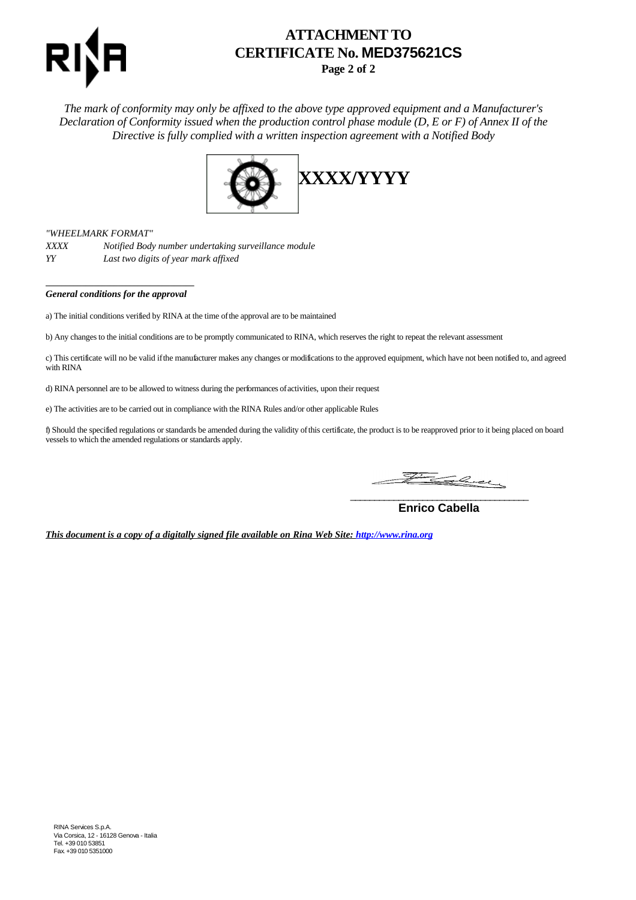# ATTACHMENT TO CERTIFICATE No. MED375621CS

*The mark of conformity may only be affixed to the above type approved equipment and a Manufacturer's Declaration of Conformity issued when the production control phase module (D, E or F) of Annex II of the Directive is fully complied with a written inspection agreement with a Notified Body*

**XXXX/YYYY**

*"WHEELMARK FORMAT"*

| | |
|---|---|
| *XXXX* | *Notified Body number undertaking surveillance module* |
| *YY* | *Last two digits of year mark affixed* |

***General conditions for the approval***

a) The initial conditions verified by RINA at the time of the approval are to be maintained

b) Any changes to the initial conditions are to be promptly communicated to RINA, which reserves the right to repeat the relevant assessment

c) This certificate will no be valid if the manufacturer makes any changes or modifications to the approved equipment, which have not been notified to, and agreed with RINA

d) RINA personnel are to be allowed to witness during the performances of activities, upon their request

e) The activities are to be carried out in compliance with the RINA Rules and/or other applicable Rules

f) Should the specified regulations or standards be amended during the validity of this certificate, the product is to be reapproved prior to it being placed on board vessels to which the amended regulations or standards apply.

**Enrico Cabella**

***This document is a copy of a digitally signed file available on Rina Web Site: http://www.rina.org***

RINA Services S.p.A.
Via Corsica, 12 - 16128 Genova - Italia
Tel. +39 010 53851
Fax +39 010 5351000